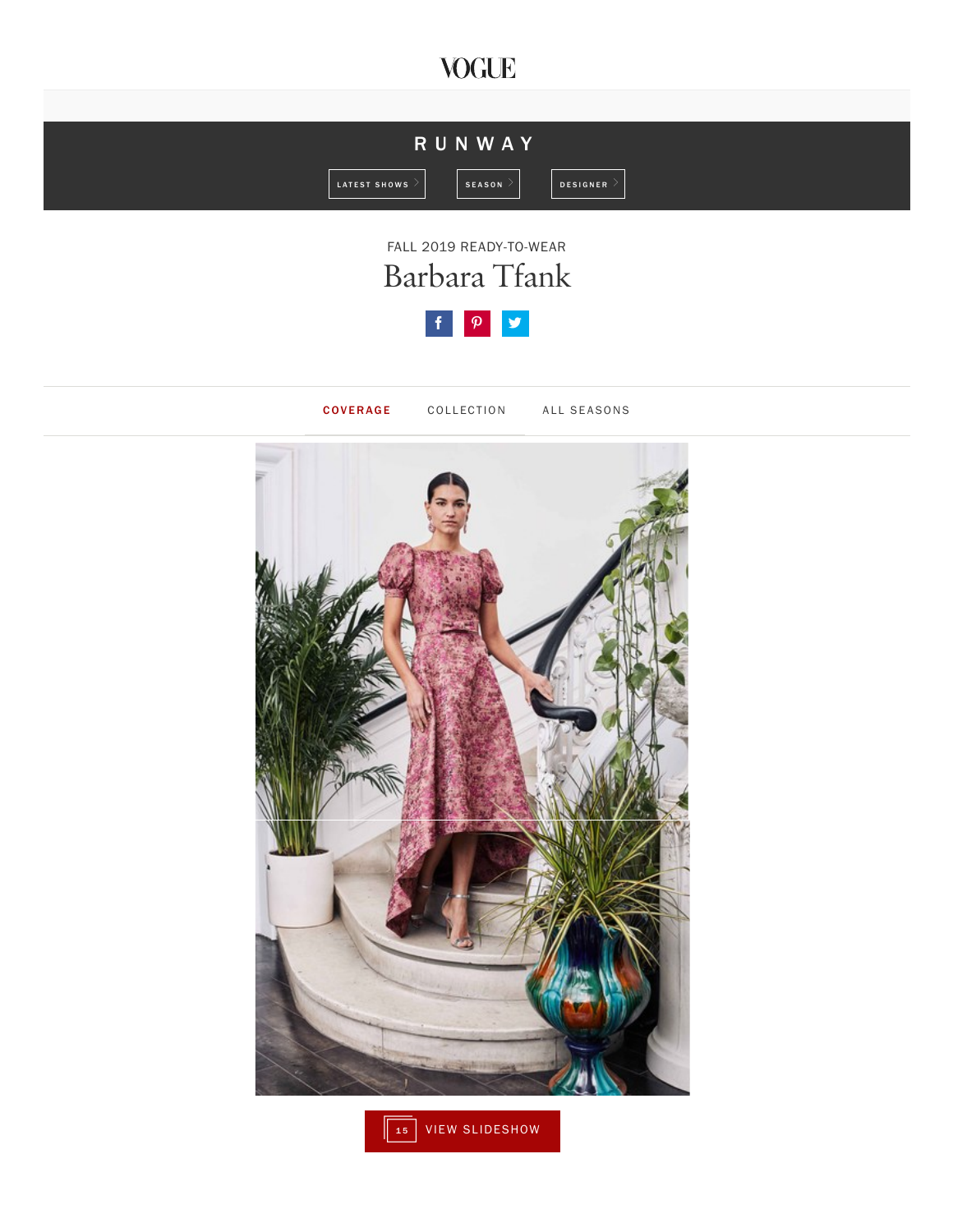VOGUE

RUNWAY

LATEST SHOWS | SEASON | DESIGNER

FALL 2019 READY-TO-WEAR

# Barbara Tfank

COVERAGE | COLLECTION | ALL SEASONS

15 VIEW SLIDESHOW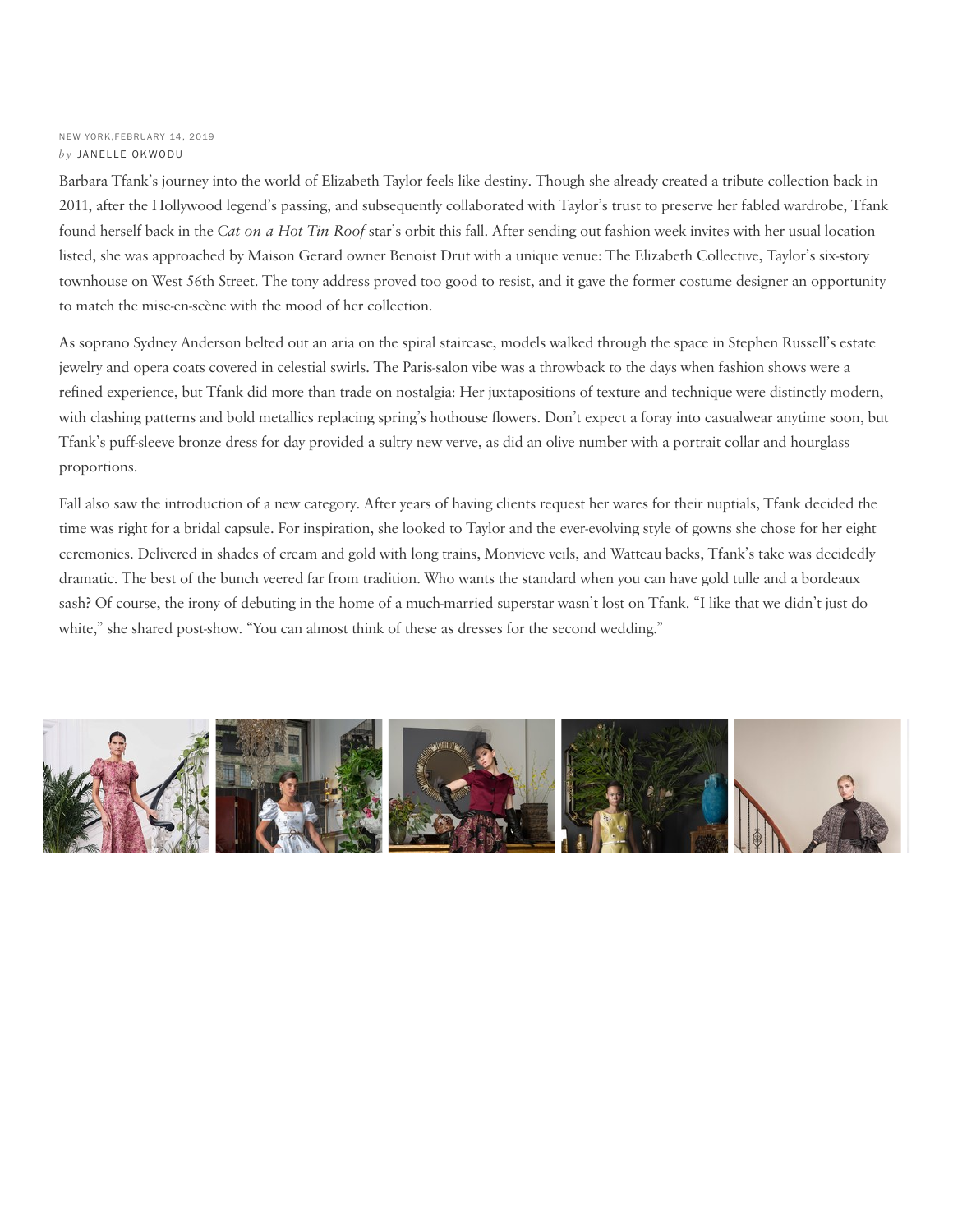NEW YORK,FEBRUARY 14, 2019
*by* JANELLE OKWODU

Barbara Tfank's journey into the world of Elizabeth Taylor feels like destiny. Though she already created a tribute collection back in 2011, after the Hollywood legend's passing, and subsequently collaborated with Taylor's trust to preserve her fabled wardrobe, Tfank found herself back in the *Cat on a Hot Tin Roof* star's orbit this fall. After sending out fashion week invites with her usual location listed, she was approached by Maison Gerard owner Benoist Drut with a unique venue: The Elizabeth Collective, Taylor's six-story townhouse on West 56th Street. The tony address proved too good to resist, and it gave the former costume designer an opportunity to match the mise-en-scène with the mood of her collection.

As soprano Sydney Anderson belted out an aria on the spiral staircase, models walked through the space in Stephen Russell's estate jewelry and opera coats covered in celestial swirls. The Paris-salon vibe was a throwback to the days when fashion shows were a refined experience, but Tfank did more than trade on nostalgia: Her juxtapositions of texture and technique were distinctly modern, with clashing patterns and bold metallics replacing spring's hothouse flowers. Don't expect a foray into casualwear anytime soon, but Tfank's puff-sleeve bronze dress for day provided a sultry new verve, as did an olive number with a portrait collar and hourglass proportions.

Fall also saw the introduction of a new category. After years of having clients request her wares for their nuptials, Tfank decided the time was right for a bridal capsule. For inspiration, she looked to Taylor and the ever-evolving style of gowns she chose for her eight ceremonies. Delivered in shades of cream and gold with long trains, Monvieve veils, and Watteau backs, Tfank's take was decidedly dramatic. The best of the bunch veered far from tradition. Who wants the standard when you can have gold tulle and a bordeaux sash? Of course, the irony of debuting in the home of a much-married superstar wasn't lost on Tfank. "I like that we didn't just do white," she shared post-show. "You can almost think of these as dresses for the second wedding."